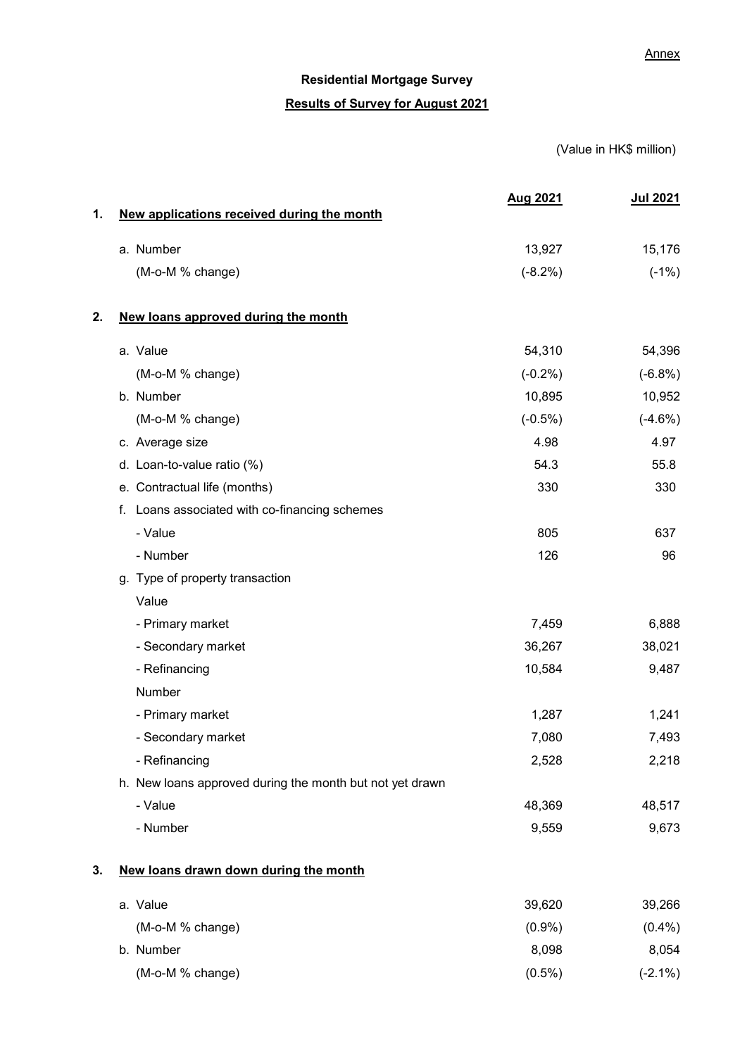Annex

**Residential Mortgage Survey**

**Results of Survey for August 2021**

(Value in HK$ million)

| | | Aug 2021 | Jul 2021 |
|---|---|---|---|
| **1.** | **New applications received during the month** | | |
| | a. Number | 13,927 | 15,176 |
| | (M-o-M % change) | (-8.2%) | (-1%) |
| **2.** | **New loans approved during the month** | | |
| | a. Value | 54,310 | 54,396 |
| | (M-o-M % change) | (-0.2%) | (-6.8%) |
| | b. Number | 10,895 | 10,952 |
| | (M-o-M % change) | (-0.5%) | (-4.6%) |
| | c. Average size | 4.98 | 4.97 |
| | d. Loan-to-value ratio (%) | 54.3 | 55.8 |
| | e. Contractual life (months) | 330 | 330 |
| | f. Loans associated with co-financing schemes | | |
| | - Value | 805 | 637 |
| | - Number | 126 | 96 |
| | g. Type of property transaction | | |
| | Value | | |
| | - Primary market | 7,459 | 6,888 |
| | - Secondary market | 36,267 | 38,021 |
| | - Refinancing | 10,584 | 9,487 |
| | Number | | |
| | - Primary market | 1,287 | 1,241 |
| | - Secondary market | 7,080 | 7,493 |
| | - Refinancing | 2,528 | 2,218 |
| | h. New loans approved during the month but not yet drawn | | |
| | - Value | 48,369 | 48,517 |
| | - Number | 9,559 | 9,673 |
| **3.** | **New loans drawn down during the month** | | |
| | a. Value | 39,620 | 39,266 |
| | (M-o-M % change) | (0.9%) | (0.4%) |
| | b. Number | 8,098 | 8,054 |
| | (M-o-M % change) | (0.5%) | (-2.1%) |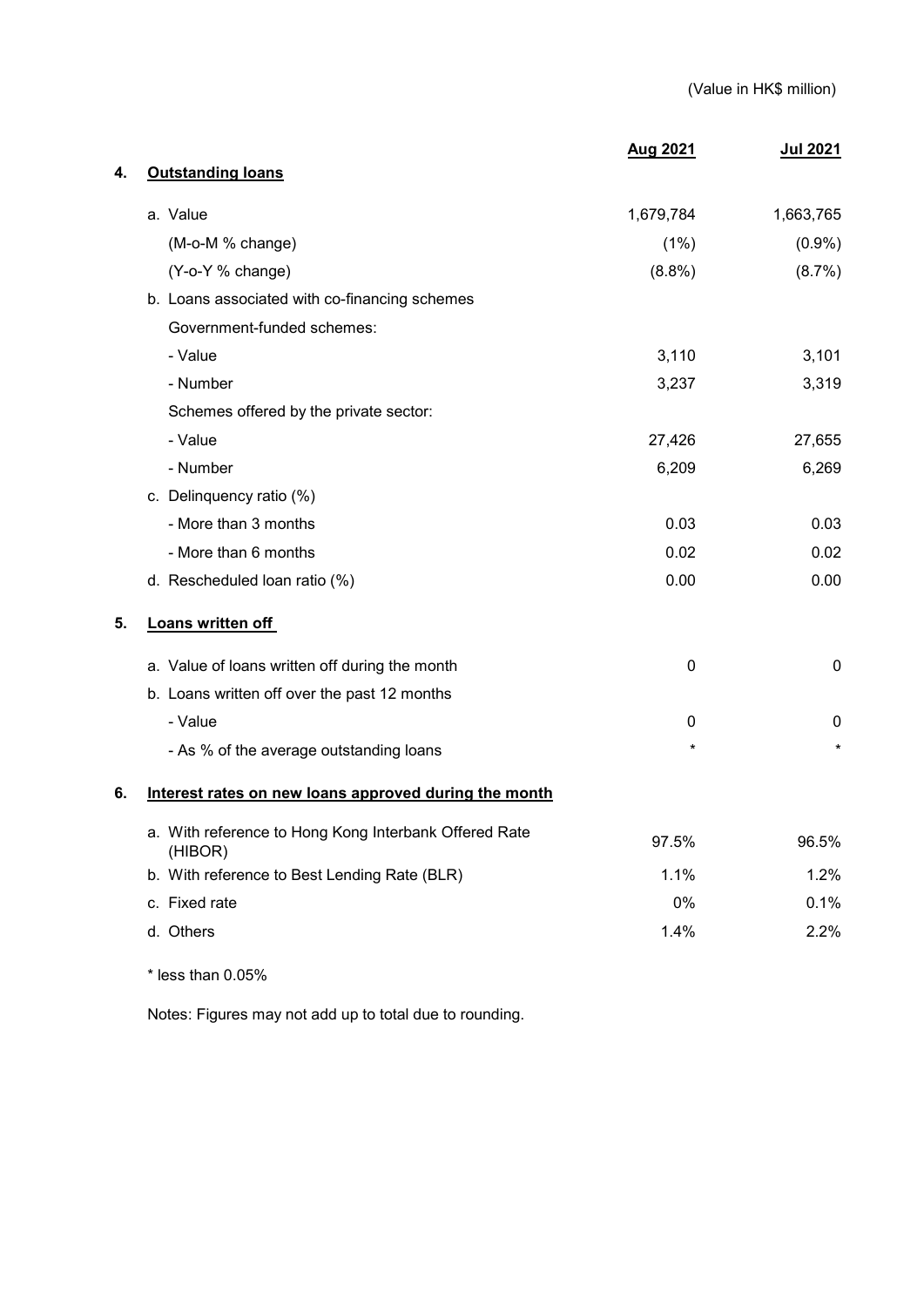(Value in HK$ million)

| | Aug 2021 | Jul 2021 |
|---|---|---|
| **4. Outstanding loans** | | |
| a. Value | 1,679,784 | 1,663,765 |
| (M-o-M % change) | (1%) | (0.9%) |
| (Y-o-Y % change) | (8.8%) | (8.7%) |
| b. Loans associated with co-financing schemes | | |
| Government-funded schemes: | | |
| - Value | 3,110 | 3,101 |
| - Number | 3,237 | 3,319 |
| Schemes offered by the private sector: | | |
| - Value | 27,426 | 27,655 |
| - Number | 6,209 | 6,269 |
| c. Delinquency ratio (%) | | |
| - More than 3 months | 0.03 | 0.03 |
| - More than 6 months | 0.02 | 0.02 |
| d. Rescheduled loan ratio (%) | 0.00 | 0.00 |
| **5. Loans written off** | | |
| a. Value of loans written off during the month | 0 | 0 |
| b. Loans written off over the past 12 months | | |
| - Value | 0 | 0 |
| - As % of the average outstanding loans | * | * |
| **6. Interest rates on new loans approved during the month** | | |
| a. With reference to Hong Kong Interbank Offered Rate (HIBOR) | 97.5% | 96.5% |
| b. With reference to Best Lending Rate (BLR) | 1.1% | 1.2% |
| c. Fixed rate | 0% | 0.1% |
| d. Others | 1.4% | 2.2% |

* less than 0.05%

Notes: Figures may not add up to total due to rounding.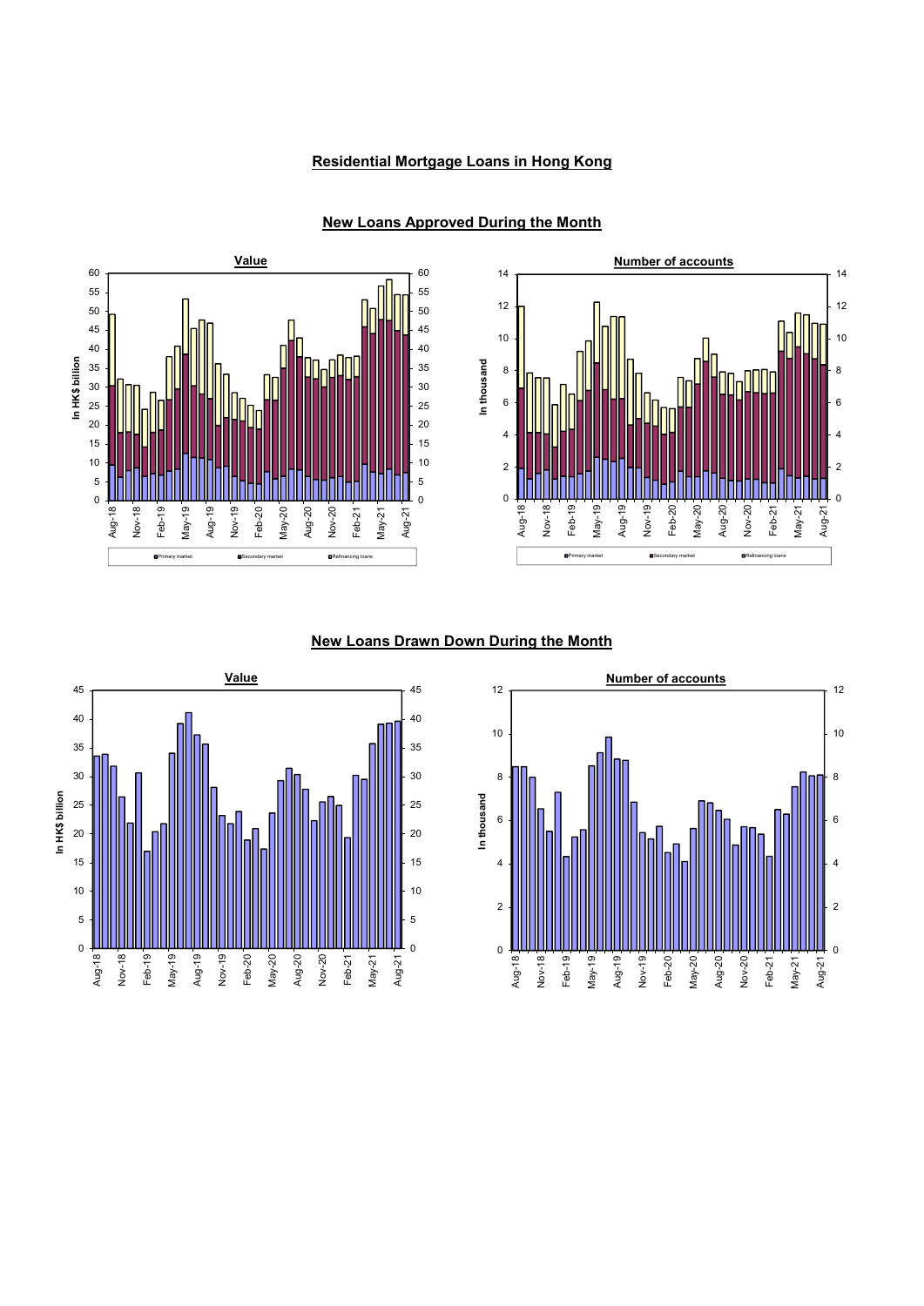# Residential Mortgage Loans in Hong Kong

## New Loans Approved During the Month

**Value**

In HK$ billion

Primary market | Secondary market | Refinancing loans

**Number of accounts**

In thousand

Primary market | Secondary market | Refinancing loans

## New Loans Drawn Down During the Month

**Value**

In HK$ billion

**Number of accounts**

In thousand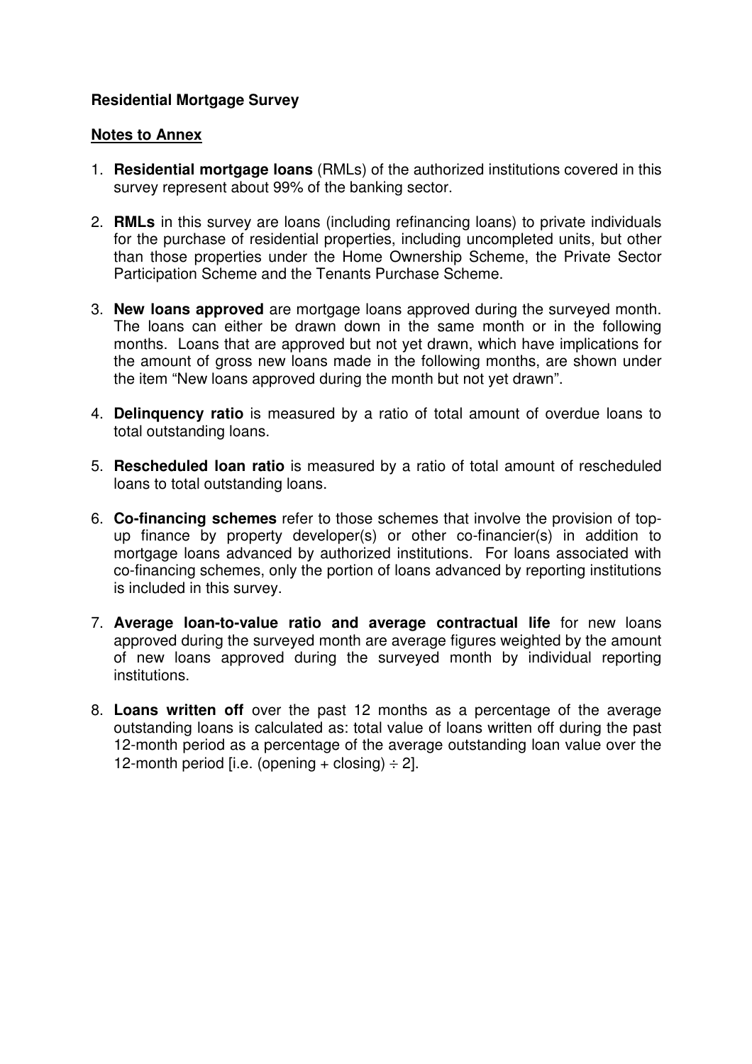**Residential Mortgage Survey**

**Notes to Annex**

1. **Residential mortgage loans** (RMLs) of the authorized institutions covered in this survey represent about 99% of the banking sector.

2. **RMLs** in this survey are loans (including refinancing loans) to private individuals for the purchase of residential properties, including uncompleted units, but other than those properties under the Home Ownership Scheme, the Private Sector Participation Scheme and the Tenants Purchase Scheme.

3. **New loans approved** are mortgage loans approved during the surveyed month. The loans can either be drawn down in the same month or in the following months. Loans that are approved but not yet drawn, which have implications for the amount of gross new loans made in the following months, are shown under the item "New loans approved during the month but not yet drawn".

4. **Delinquency ratio** is measured by a ratio of total amount of overdue loans to total outstanding loans.

5. **Rescheduled loan ratio** is measured by a ratio of total amount of rescheduled loans to total outstanding loans.

6. **Co-financing schemes** refer to those schemes that involve the provision of top-up finance by property developer(s) or other co-financier(s) in addition to mortgage loans advanced by authorized institutions. For loans associated with co-financing schemes, only the portion of loans advanced by reporting institutions is included in this survey.

7. **Average loan-to-value ratio and average contractual life** for new loans approved during the surveyed month are average figures weighted by the amount of new loans approved during the surveyed month by individual reporting institutions.

8. **Loans written off** over the past 12 months as a percentage of the average outstanding loans is calculated as: total value of loans written off during the past 12-month period as a percentage of the average outstanding loan value over the 12-month period [i.e. (opening + closing) ÷ 2].